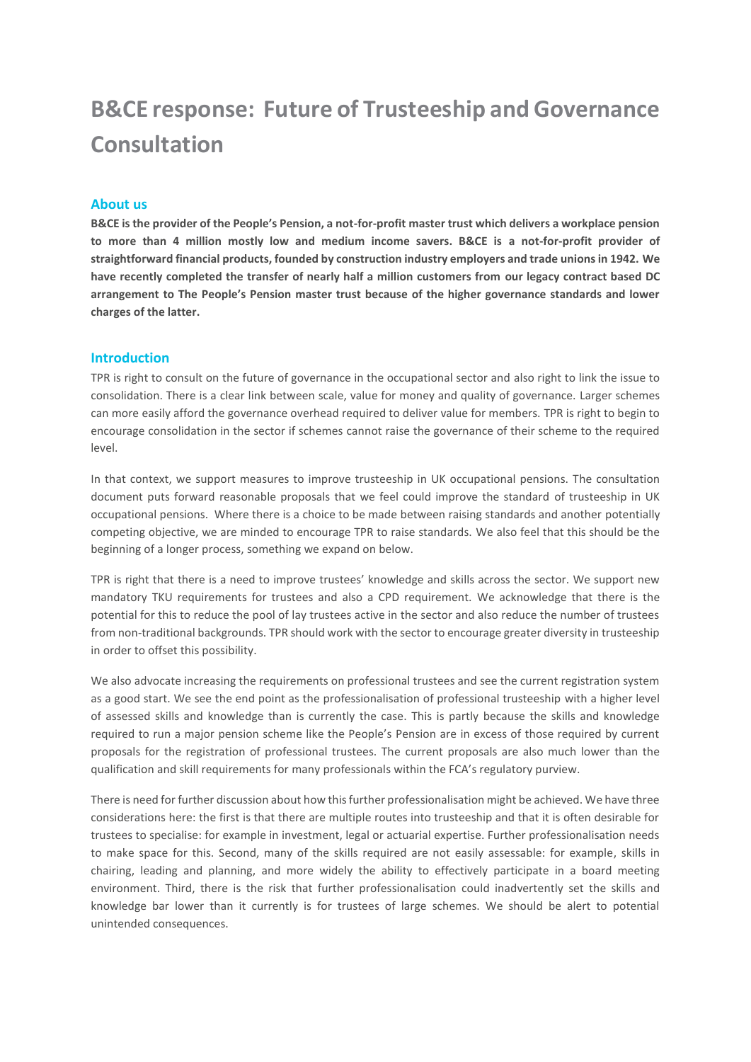# B&CE response: Future of Trusteeship and Governance Consultation

## About us

**B&CE is the provider of the People's Pension, a not-for-profit master trust which delivers a workplace pension to more than 4 million mostly low and medium income savers. B&CE is a not-for-profit provider of straightforward financial products, founded by construction industry employers and trade unions in 1942. We have recently completed the transfer of nearly half a million customers from our legacy contract based DC arrangement to The People's Pension master trust because of the higher governance standards and lower charges of the latter.**

## Introduction

TPR is right to consult on the future of governance in the occupational sector and also right to link the issue to consolidation. There is a clear link between scale, value for money and quality of governance. Larger schemes can more easily afford the governance overhead required to deliver value for members. TPR is right to begin to encourage consolidation in the sector if schemes cannot raise the governance of their scheme to the required level.

In that context, we support measures to improve trusteeship in UK occupational pensions. The consultation document puts forward reasonable proposals that we feel could improve the standard of trusteeship in UK occupational pensions. Where there is a choice to be made between raising standards and another potentially competing objective, we are minded to encourage TPR to raise standards. We also feel that this should be the beginning of a longer process, something we expand on below.

TPR is right that there is a need to improve trustees' knowledge and skills across the sector. We support new mandatory TKU requirements for trustees and also a CPD requirement. We acknowledge that there is the potential for this to reduce the pool of lay trustees active in the sector and also reduce the number of trustees from non-traditional backgrounds. TPR should work with the sector to encourage greater diversity in trusteeship in order to offset this possibility.

We also advocate increasing the requirements on professional trustees and see the current registration system as a good start. We see the end point as the professionalisation of professional trusteeship with a higher level of assessed skills and knowledge than is currently the case. This is partly because the skills and knowledge required to run a major pension scheme like the People's Pension are in excess of those required by current proposals for the registration of professional trustees. The current proposals are also much lower than the qualification and skill requirements for many professionals within the FCA's regulatory purview.

There is need for further discussion about how this further professionalisation might be achieved. We have three considerations here: the first is that there are multiple routes into trusteeship and that it is often desirable for trustees to specialise: for example in investment, legal or actuarial expertise. Further professionalisation needs to make space for this. Second, many of the skills required are not easily assessable: for example, skills in chairing, leading and planning, and more widely the ability to effectively participate in a board meeting environment. Third, there is the risk that further professionalisation could inadvertently set the skills and knowledge bar lower than it currently is for trustees of large schemes. We should be alert to potential unintended consequences.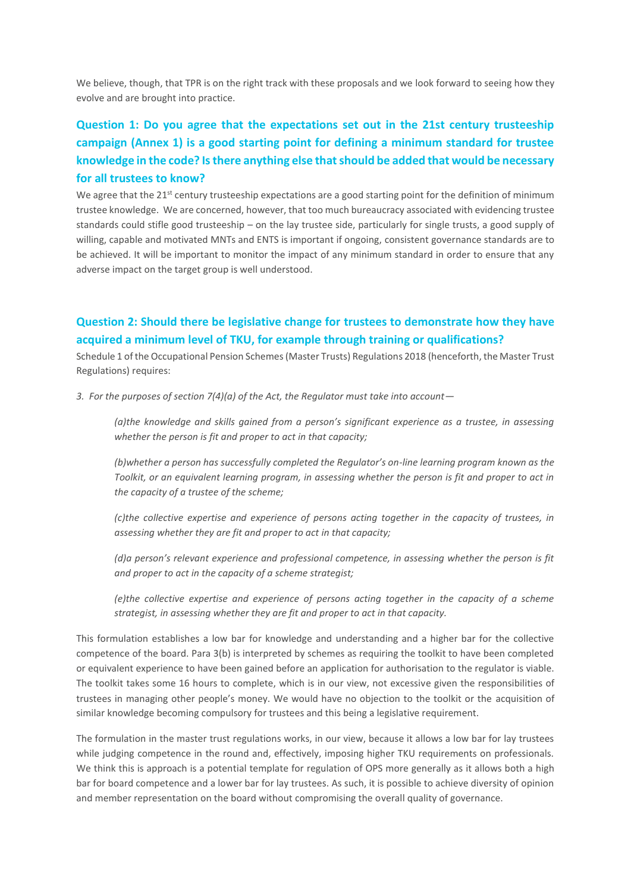We believe, though, that TPR is on the right track with these proposals and we look forward to seeing how they evolve and are brought into practice.

## Question 1: Do you agree that the expectations set out in the 21st century trusteeship campaign (Annex 1) is a good starting point for defining a minimum standard for trustee knowledge in the code? Is there anything else that should be added that would be necessary for all trustees to know?

We agree that the 21st century trusteeship expectations are a good starting point for the definition of minimum trustee knowledge. We are concerned, however, that too much bureaucracy associated with evidencing trustee standards could stifle good trusteeship – on the lay trustee side, particularly for single trusts, a good supply of willing, capable and motivated MNTs and ENTS is important if ongoing, consistent governance standards are to be achieved. It will be important to monitor the impact of any minimum standard in order to ensure that any adverse impact on the target group is well understood.

## Question 2: Should there be legislative change for trustees to demonstrate how they have acquired a minimum level of TKU, for example through training or qualifications?

Schedule 1 of the Occupational Pension Schemes (Master Trusts) Regulations 2018 (henceforth, the Master Trust Regulations) requires:

*3. For the purposes of section 7(4)(a) of the Act, the Regulator must take into account—*

> *(a)the knowledge and skills gained from a person's significant experience as a trustee, in assessing whether the person is fit and proper to act in that capacity;*
>
> *(b)whether a person has successfully completed the Regulator's on-line learning program known as the Toolkit, or an equivalent learning program, in assessing whether the person is fit and proper to act in the capacity of a trustee of the scheme;*
>
> *(c)the collective expertise and experience of persons acting together in the capacity of trustees, in assessing whether they are fit and proper to act in that capacity;*
>
> *(d)a person's relevant experience and professional competence, in assessing whether the person is fit and proper to act in the capacity of a scheme strategist;*
>
> *(e)the collective expertise and experience of persons acting together in the capacity of a scheme strategist, in assessing whether they are fit and proper to act in that capacity.*

This formulation establishes a low bar for knowledge and understanding and a higher bar for the collective competence of the board. Para 3(b) is interpreted by schemes as requiring the toolkit to have been completed or equivalent experience to have been gained before an application for authorisation to the regulator is viable. The toolkit takes some 16 hours to complete, which is in our view, not excessive given the responsibilities of trustees in managing other people's money. We would have no objection to the toolkit or the acquisition of similar knowledge becoming compulsory for trustees and this being a legislative requirement.

The formulation in the master trust regulations works, in our view, because it allows a low bar for lay trustees while judging competence in the round and, effectively, imposing higher TKU requirements on professionals. We think this is approach is a potential template for regulation of OPS more generally as it allows both a high bar for board competence and a lower bar for lay trustees. As such, it is possible to achieve diversity of opinion and member representation on the board without compromising the overall quality of governance.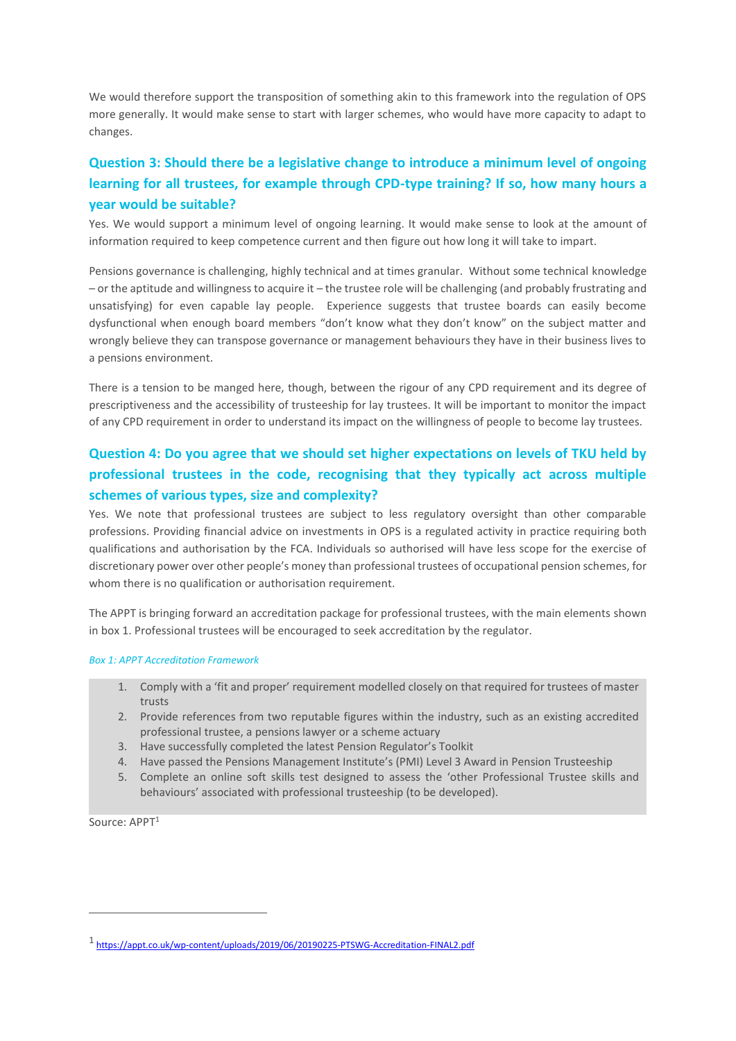We would therefore support the transposition of something akin to this framework into the regulation of OPS more generally. It would make sense to start with larger schemes, who would have more capacity to adapt to changes.

## Question 3: Should there be a legislative change to introduce a minimum level of ongoing learning for all trustees, for example through CPD-type training? If so, how many hours a year would be suitable?

Yes. We would support a minimum level of ongoing learning. It would make sense to look at the amount of information required to keep competence current and then figure out how long it will take to impart.

Pensions governance is challenging, highly technical and at times granular. Without some technical knowledge – or the aptitude and willingness to acquire it – the trustee role will be challenging (and probably frustrating and unsatisfying) for even capable lay people. Experience suggests that trustee boards can easily become dysfunctional when enough board members "don't know what they don't know" on the subject matter and wrongly believe they can transpose governance or management behaviours they have in their business lives to a pensions environment.

There is a tension to be manged here, though, between the rigour of any CPD requirement and its degree of prescriptiveness and the accessibility of trusteeship for lay trustees. It will be important to monitor the impact of any CPD requirement in order to understand its impact on the willingness of people to become lay trustees.

## Question 4: Do you agree that we should set higher expectations on levels of TKU held by professional trustees in the code, recognising that they typically act across multiple schemes of various types, size and complexity?

Yes. We note that professional trustees are subject to less regulatory oversight than other comparable professions. Providing financial advice on investments in OPS is a regulated activity in practice requiring both qualifications and authorisation by the FCA. Individuals so authorised will have less scope for the exercise of discretionary power over other people's money than professional trustees of occupational pension schemes, for whom there is no qualification or authorisation requirement.

The APPT is bringing forward an accreditation package for professional trustees, with the main elements shown in box 1. Professional trustees will be encouraged to seek accreditation by the regulator.

*Box 1: APPT Accreditation Framework*

1. Comply with a 'fit and proper' requirement modelled closely on that required for trustees of master trusts
2. Provide references from two reputable figures within the industry, such as an existing accredited professional trustee, a pensions lawyer or a scheme actuary
3. Have successfully completed the latest Pension Regulator's Toolkit
4. Have passed the Pensions Management Institute's (PMI) Level 3 Award in Pension Trusteeship
5. Complete an online soft skills test designed to assess the 'other Professional Trustee skills and behaviours' associated with professional trusteeship (to be developed).

Source: APPT[1]

---

[1] https://appt.co.uk/wp-content/uploads/2019/06/20190225-PTSWG-Accreditation-FINAL2.pdf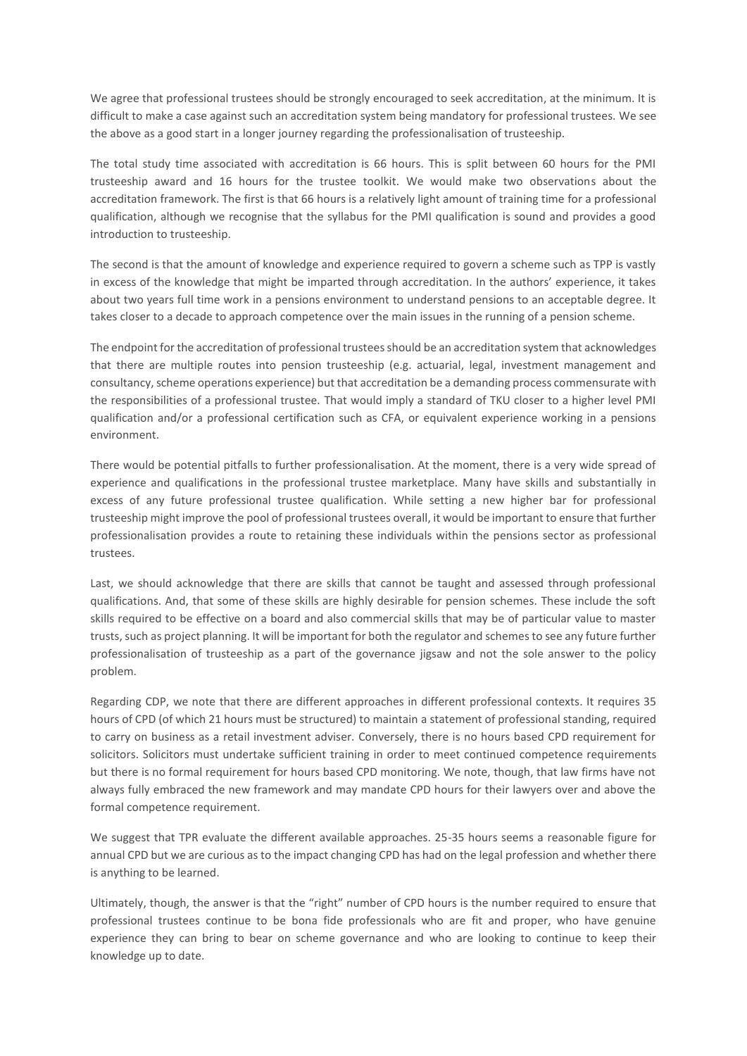We agree that professional trustees should be strongly encouraged to seek accreditation, at the minimum. It is difficult to make a case against such an accreditation system being mandatory for professional trustees. We see the above as a good start in a longer journey regarding the professionalisation of trusteeship.

The total study time associated with accreditation is 66 hours. This is split between 60 hours for the PMI trusteeship award and 16 hours for the trustee toolkit. We would make two observations about the accreditation framework. The first is that 66 hours is a relatively light amount of training time for a professional qualification, although we recognise that the syllabus for the PMI qualification is sound and provides a good introduction to trusteeship.

The second is that the amount of knowledge and experience required to govern a scheme such as TPP is vastly in excess of the knowledge that might be imparted through accreditation. In the authors' experience, it takes about two years full time work in a pensions environment to understand pensions to an acceptable degree. It takes closer to a decade to approach competence over the main issues in the running of a pension scheme.

The endpoint for the accreditation of professional trustees should be an accreditation system that acknowledges that there are multiple routes into pension trusteeship (e.g. actuarial, legal, investment management and consultancy, scheme operations experience) but that accreditation be a demanding process commensurate with the responsibilities of a professional trustee. That would imply a standard of TKU closer to a higher level PMI qualification and/or a professional certification such as CFA, or equivalent experience working in a pensions environment.

There would be potential pitfalls to further professionalisation. At the moment, there is a very wide spread of experience and qualifications in the professional trustee marketplace. Many have skills and substantially in excess of any future professional trustee qualification. While setting a new higher bar for professional trusteeship might improve the pool of professional trustees overall, it would be important to ensure that further professionalisation provides a route to retaining these individuals within the pensions sector as professional trustees.

Last, we should acknowledge that there are skills that cannot be taught and assessed through professional qualifications. And, that some of these skills are highly desirable for pension schemes. These include the soft skills required to be effective on a board and also commercial skills that may be of particular value to master trusts, such as project planning. It will be important for both the regulator and schemes to see any future further professionalisation of trusteeship as a part of the governance jigsaw and not the sole answer to the policy problem.

Regarding CDP, we note that there are different approaches in different professional contexts. It requires 35 hours of CPD (of which 21 hours must be structured) to maintain a statement of professional standing, required to carry on business as a retail investment adviser. Conversely, there is no hours based CPD requirement for solicitors. Solicitors must undertake sufficient training in order to meet continued competence requirements but there is no formal requirement for hours based CPD monitoring. We note, though, that law firms have not always fully embraced the new framework and may mandate CPD hours for their lawyers over and above the formal competence requirement.

We suggest that TPR evaluate the different available approaches. 25-35 hours seems a reasonable figure for annual CPD but we are curious as to the impact changing CPD has had on the legal profession and whether there is anything to be learned.

Ultimately, though, the answer is that the "right" number of CPD hours is the number required to ensure that professional trustees continue to be bona fide professionals who are fit and proper, who have genuine experience they can bring to bear on scheme governance and who are looking to continue to keep their knowledge up to date.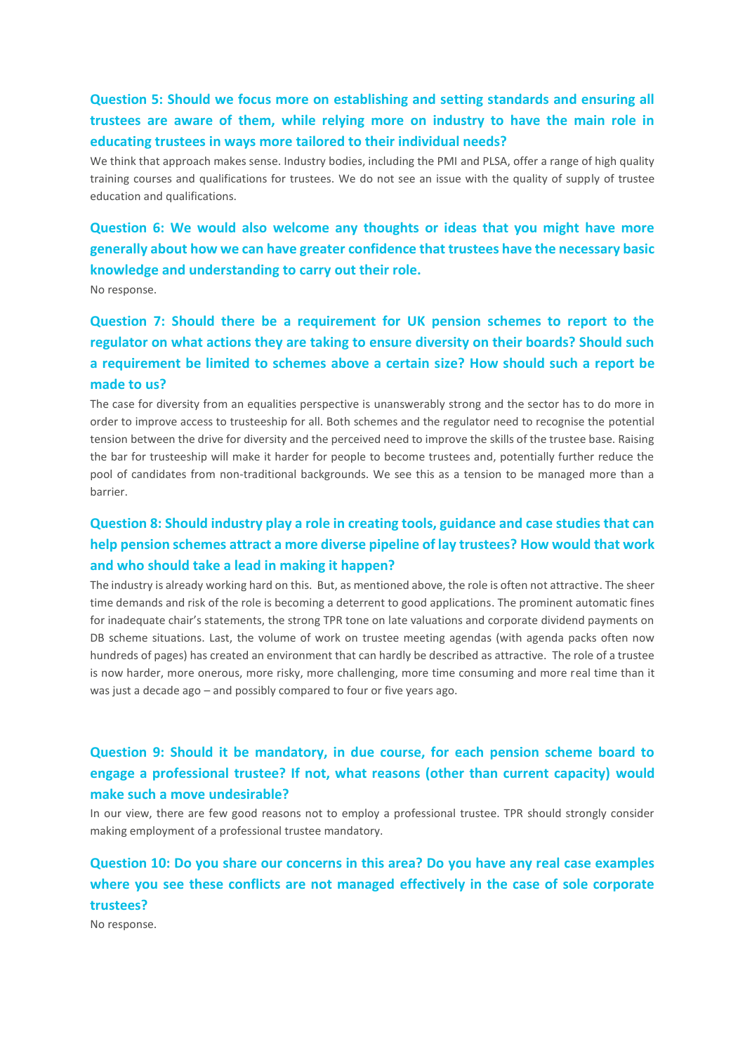### Question 5: Should we focus more on establishing and setting standards and ensuring all trustees are aware of them, while relying more on industry to have the main role in educating trustees in ways more tailored to their individual needs?

We think that approach makes sense. Industry bodies, including the PMI and PLSA, offer a range of high quality training courses and qualifications for trustees. We do not see an issue with the quality of supply of trustee education and qualifications.

### Question 6: We would also welcome any thoughts or ideas that you might have more generally about how we can have greater confidence that trustees have the necessary basic knowledge and understanding to carry out their role.

No response.

### Question 7: Should there be a requirement for UK pension schemes to report to the regulator on what actions they are taking to ensure diversity on their boards? Should such a requirement be limited to schemes above a certain size? How should such a report be made to us?

The case for diversity from an equalities perspective is unanswerably strong and the sector has to do more in order to improve access to trusteeship for all. Both schemes and the regulator need to recognise the potential tension between the drive for diversity and the perceived need to improve the skills of the trustee base. Raising the bar for trusteeship will make it harder for people to become trustees and, potentially further reduce the pool of candidates from non-traditional backgrounds. We see this as a tension to be managed more than a barrier.

### Question 8: Should industry play a role in creating tools, guidance and case studies that can help pension schemes attract a more diverse pipeline of lay trustees? How would that work and who should take a lead in making it happen?

The industry is already working hard on this. But, as mentioned above, the role is often not attractive. The sheer time demands and risk of the role is becoming a deterrent to good applications. The prominent automatic fines for inadequate chair's statements, the strong TPR tone on late valuations and corporate dividend payments on DB scheme situations. Last, the volume of work on trustee meeting agendas (with agenda packs often now hundreds of pages) has created an environment that can hardly be described as attractive. The role of a trustee is now harder, more onerous, more risky, more challenging, more time consuming and more real time than it was just a decade ago – and possibly compared to four or five years ago.

### Question 9: Should it be mandatory, in due course, for each pension scheme board to engage a professional trustee? If not, what reasons (other than current capacity) would make such a move undesirable?

In our view, there are few good reasons not to employ a professional trustee. TPR should strongly consider making employment of a professional trustee mandatory.

### Question 10: Do you share our concerns in this area? Do you have any real case examples where you see these conflicts are not managed effectively in the case of sole corporate trustees?

No response.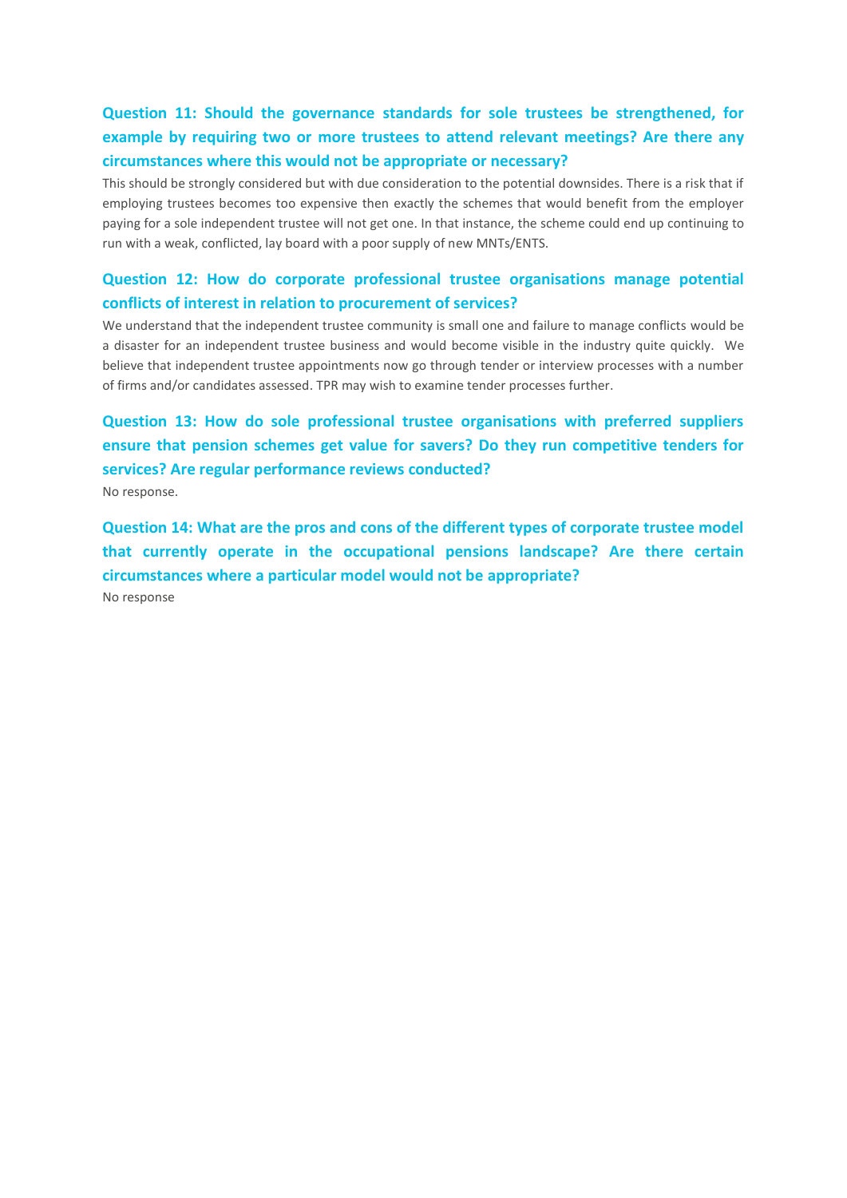### Question 11: Should the governance standards for sole trustees be strengthened, for example by requiring two or more trustees to attend relevant meetings? Are there any circumstances where this would not be appropriate or necessary?

This should be strongly considered but with due consideration to the potential downsides. There is a risk that if employing trustees becomes too expensive then exactly the schemes that would benefit from the employer paying for a sole independent trustee will not get one. In that instance, the scheme could end up continuing to run with a weak, conflicted, lay board with a poor supply of new MNTs/ENTS.

### Question 12: How do corporate professional trustee organisations manage potential conflicts of interest in relation to procurement of services?

We understand that the independent trustee community is small one and failure to manage conflicts would be a disaster for an independent trustee business and would become visible in the industry quite quickly. We believe that independent trustee appointments now go through tender or interview processes with a number of firms and/or candidates assessed. TPR may wish to examine tender processes further.

### Question 13: How do sole professional trustee organisations with preferred suppliers ensure that pension schemes get value for savers? Do they run competitive tenders for services? Are regular performance reviews conducted?

No response.

### Question 14: What are the pros and cons of the different types of corporate trustee model that currently operate in the occupational pensions landscape? Are there certain circumstances where a particular model would not be appropriate?

No response